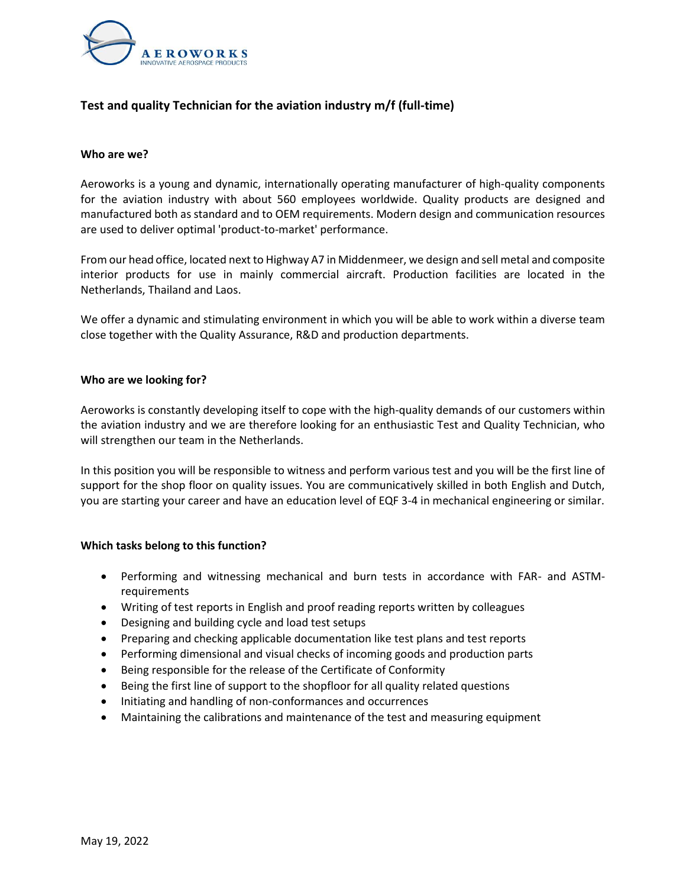AEROWORKS
INNOVATIVE AEROSPACE PRODUCTS

## Test and quality Technician for the aviation industry m/f (full-time)

### Who are we?

Aeroworks is a young and dynamic, internationally operating manufacturer of high-quality components for the aviation industry with about 560 employees worldwide. Quality products are designed and manufactured both as standard and to OEM requirements. Modern design and communication resources are used to deliver optimal 'product-to-market' performance.

From our head office, located next to Highway A7 in Middenmeer, we design and sell metal and composite interior products for use in mainly commercial aircraft. Production facilities are located in the Netherlands, Thailand and Laos.

We offer a dynamic and stimulating environment in which you will be able to work within a diverse team close together with the Quality Assurance, R&D and production departments.

### Who are we looking for?

Aeroworks is constantly developing itself to cope with the high-quality demands of our customers within the aviation industry and we are therefore looking for an enthusiastic Test and Quality Technician, who will strengthen our team in the Netherlands.

In this position you will be responsible to witness and perform various test and you will be the first line of support for the shop floor on quality issues. You are communicatively skilled in both English and Dutch, you are starting your career and have an education level of EQF 3-4 in mechanical engineering or similar.

### Which tasks belong to this function?

- Performing and witnessing mechanical and burn tests in accordance with FAR- and ASTM-requirements
- Writing of test reports in English and proof reading reports written by colleagues
- Designing and building cycle and load test setups
- Preparing and checking applicable documentation like test plans and test reports
- Performing dimensional and visual checks of incoming goods and production parts
- Being responsible for the release of the Certificate of Conformity
- Being the first line of support to the shopfloor for all quality related questions
- Initiating and handling of non-conformances and occurrences
- Maintaining the calibrations and maintenance of the test and measuring equipment

May 19, 2022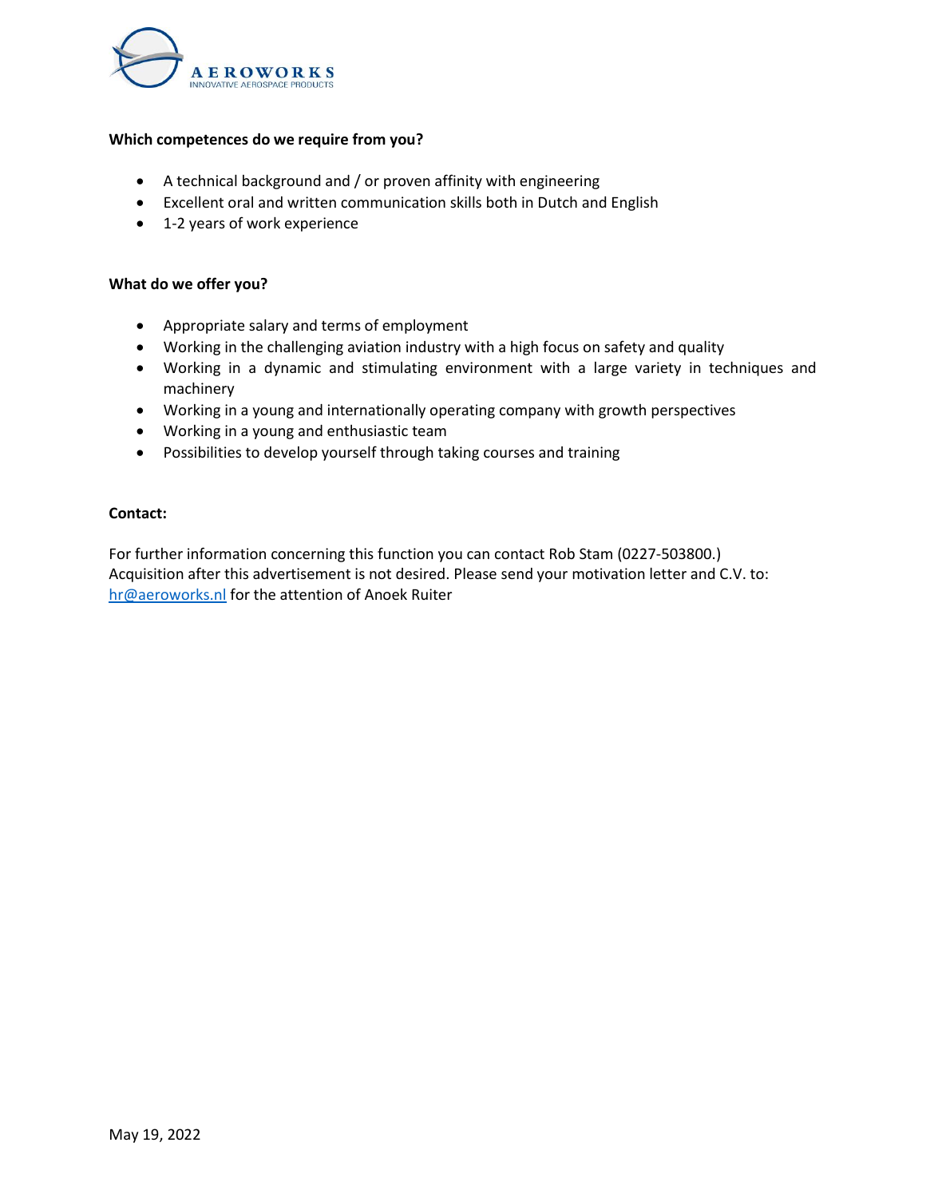**Which competences do we require from you?**

- A technical background and / or proven affinity with engineering
- Excellent oral and written communication skills both in Dutch and English
- 1-2 years of work experience

**What do we offer you?**

- Appropriate salary and terms of employment
- Working in the challenging aviation industry with a high focus on safety and quality
- Working in a dynamic and stimulating environment with a large variety in techniques and machinery
- Working in a young and internationally operating company with growth perspectives
- Working in a young and enthusiastic team
- Possibilities to develop yourself through taking courses and training

**Contact:**

For further information concerning this function you can contact Rob Stam (0227-503800.)
Acquisition after this advertisement is not desired. Please send your motivation letter and C.V. to: hr@aeroworks.nl for the attention of Anoek Ruiter

May 19, 2022